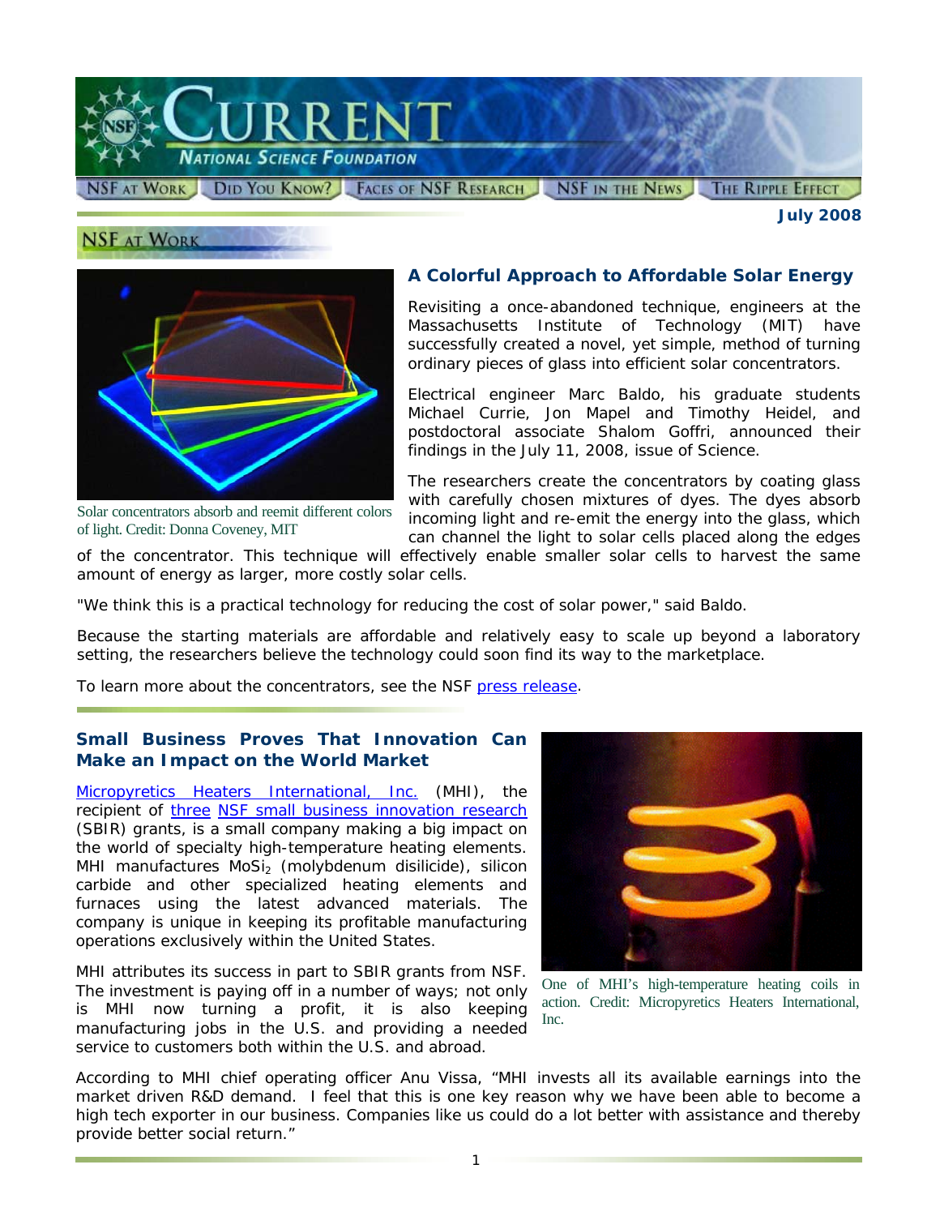# CURRENT

## NATIONAL SCIENCE FOUNDATION

NSF AT WORK | DID YOU KNOW? | FACES OF NSF RESEARCH | NSF IN THE NEWS | THE RIPPLE EFFECT

**July 2008**

## NSF AT WORK

### A Colorful Approach to Affordable Solar Energy

Solar concentrators absorb and reemit different colors of light. Credit: Donna Coveney, MIT

Revisiting a once-abandoned technique, engineers at the Massachusetts Institute of Technology (MIT) have successfully created a novel, yet simple, method of turning ordinary pieces of glass into efficient solar concentrators.

Electrical engineer Marc Baldo, his graduate students Michael Currie, Jon Mapel and Timothy Heidel, and postdoctoral associate Shalom Goffri, announced their findings in the July 11, 2008, issue of Science.

The researchers create the concentrators by coating glass with carefully chosen mixtures of dyes. The dyes absorb incoming light and re-emit the energy into the glass, which can channel the light to solar cells placed along the edges of the concentrator. This technique will effectively enable smaller solar cells to harvest the same amount of energy as larger, more costly solar cells.

"We think this is a practical technology for reducing the cost of solar power," said Baldo.

Because the starting materials are affordable and relatively easy to scale up beyond a laboratory setting, the researchers believe the technology could soon find its way to the marketplace.

To learn more about the concentrators, see the NSF press release.

### Small Business Proves That Innovation Can Make an Impact on the World Market

Micropyretics Heaters International, Inc. (MHI), the recipient of three NSF small business innovation research (SBIR) grants, is a small company making a big impact on the world of specialty high-temperature heating elements. MHI manufactures $MoSi_2$ (molybdenum disilicide), silicon carbide and other specialized heating elements and furnaces using the latest advanced materials. The company is unique in keeping its profitable manufacturing operations exclusively within the United States.

One of MHI's high-temperature heating coils in action. Credit: Micropyretics Heaters International, Inc.

MHI attributes its success in part to SBIR grants from NSF. The investment is paying off in a number of ways; not only is MHI now turning a profit, it is also keeping manufacturing jobs in the U.S. and providing a needed service to customers both within the U.S. and abroad.

According to MHI chief operating officer Anu Vissa, "MHI invests all its available earnings into the market driven R&D demand. I feel that this is one key reason why we have been able to become a high tech exporter in our business. Companies like us could do a lot better with assistance and thereby provide better social return."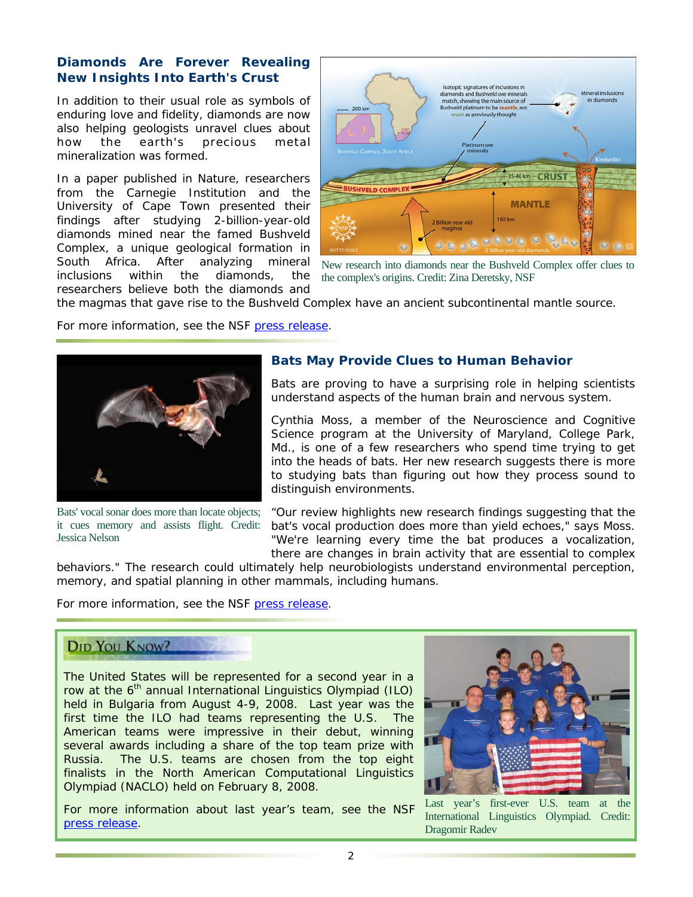## Diamonds Are Forever Revealing New Insights Into Earth's Crust

In addition to their usual role as symbols of enduring love and fidelity, diamonds are now also helping geologists unravel clues about how the earth's precious metal mineralization was formed.

In a paper published in Nature, researchers from the Carnegie Institution and the University of Cape Town presented their findings after studying 2-billion-year-old diamonds mined near the famed Bushveld Complex, a unique geological formation in South Africa. After analyzing mineral inclusions within the diamonds, the researchers believe both the diamonds and the magmas that gave rise to the Bushveld Complex have an ancient subcontinental mantle source.

New research into diamonds near the Bushveld Complex offer clues to the complex's origins. Credit: Zina Deretsky, NSF

For more information, see the NSF press release.

## Bats May Provide Clues to Human Behavior

Bats are proving to have a surprising role in helping scientists understand aspects of the human brain and nervous system.

Cynthia Moss, a member of the Neuroscience and Cognitive Science program at the University of Maryland, College Park, Md., is one of a few researchers who spend time trying to get into the heads of bats. Her new research suggests there is more to studying bats than figuring out how they process sound to distinguish environments.

"Our review highlights new research findings suggesting that the bat's vocal production does more than yield echoes," says Moss. "We're learning every time the bat produces a vocalization, there are changes in brain activity that are essential to complex behaviors." The research could ultimately help neurobiologists understand environmental perception, memory, and spatial planning in other mammals, including humans.

Bats' vocal sonar does more than locate objects; it cues memory and assists flight. Credit: Jessica Nelson

For more information, see the NSF press release.

## Did You Know?

The United States will be represented for a second year in a row at the 6th annual International Linguistics Olympiad (ILO) held in Bulgaria from August 4-9, 2008. Last year was the first time the ILO had teams representing the U.S. The American teams were impressive in their debut, winning several awards including a share of the top team prize with Russia. The U.S. teams are chosen from the top eight finalists in the North American Computational Linguistics Olympiad (NACLO) held on February 8, 2008.

For more information about last year's team, see the NSF press release.

Last year's first-ever U.S. team at the International Linguistics Olympiad. Credit: Dragomir Radev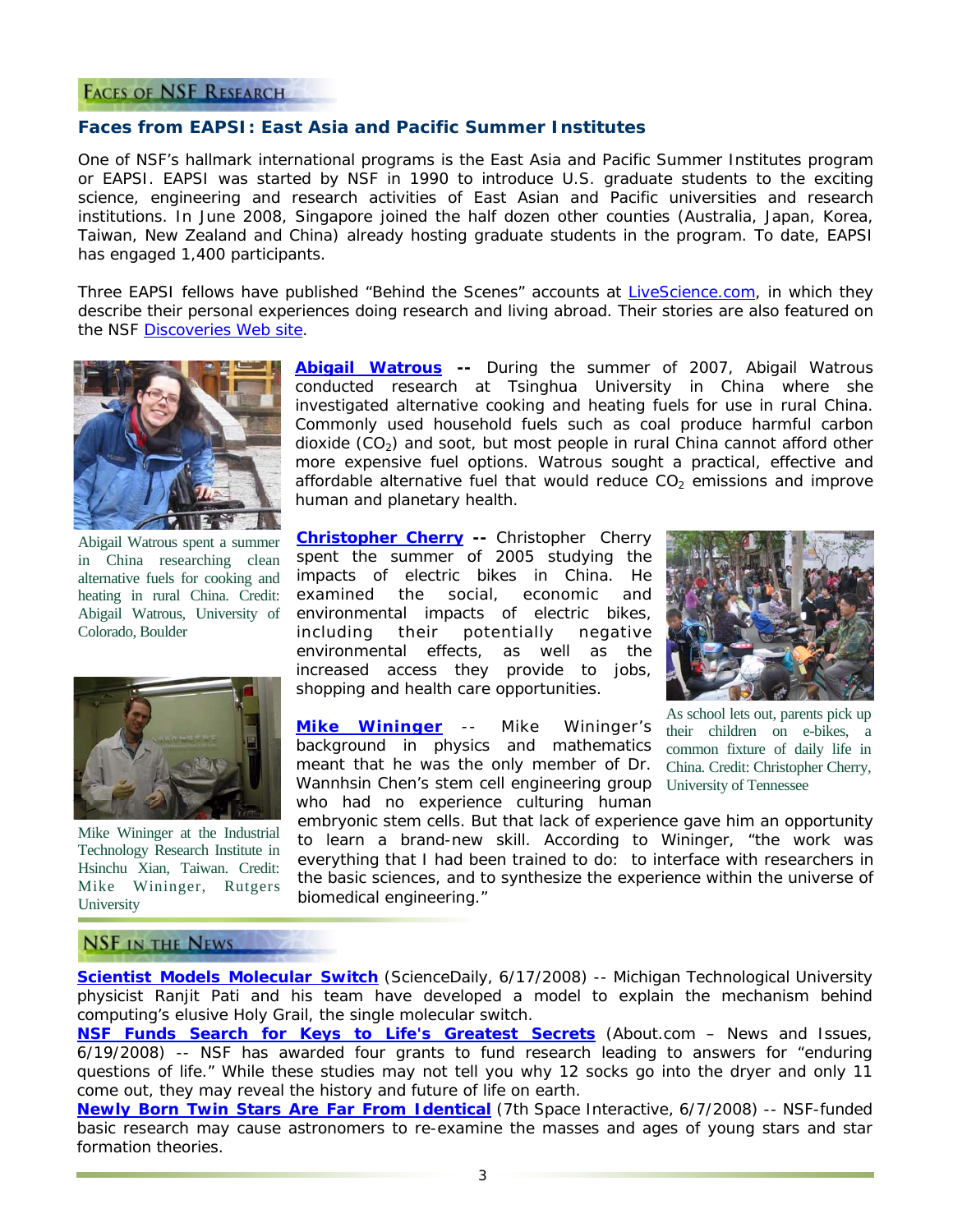## Faces of NSF Research

### Faces from EAPSI: East Asia and Pacific Summer Institutes

One of NSF's hallmark international programs is the East Asia and Pacific Summer Institutes program or EAPSI. EAPSI was started by NSF in 1990 to introduce U.S. graduate students to the exciting science, engineering and research activities of East Asian and Pacific universities and research institutions. In June 2008, Singapore joined the half dozen other counties (Australia, Japan, Korea, Taiwan, New Zealand and China) already hosting graduate students in the program. To date, EAPSI has engaged 1,400 participants.

Three EAPSI fellows have published "Behind the Scenes" accounts at LiveScience.com, in which they describe their personal experiences doing research and living abroad. Their stories are also featured on the NSF Discoveries Web site.

Abigail Watrous spent a summer in China researching clean alternative fuels for cooking and heating in rural China. Credit: Abigail Watrous, University of Colorado, Boulder

**Abigail Watrous** -- During the summer of 2007, Abigail Watrous conducted research at Tsinghua University in China where she investigated alternative cooking and heating fuels for use in rural China. Commonly used household fuels such as coal produce harmful carbon dioxide ($CO_2$) and soot, but most people in rural China cannot afford other more expensive fuel options. Watrous sought a practical, effective and affordable alternative fuel that would reduce $CO_2$ emissions and improve human and planetary health.

**Christopher Cherry** -- Christopher Cherry spent the summer of 2005 studying the impacts of electric bikes in China. He examined the social, economic and environmental impacts of electric bikes, including their potentially negative environmental effects, as well as the increased access they provide to jobs, shopping and health care opportunities.

As school lets out, parents pick up their children on e-bikes, a common fixture of daily life in China. Credit: Christopher Cherry, University of Tennessee

**Mike Wininger** -- Mike Wininger's background in physics and mathematics meant that he was the only member of Dr. Wannhsin Chen's stem cell engineering group who had no experience culturing human embryonic stem cells. But that lack of experience gave him an opportunity to learn a brand-new skill. According to Wininger, "the work was everything that I had been trained to do: to interface with researchers in the basic sciences, and to synthesize the experience within the universe of biomedical engineering."

Mike Wininger at the Industrial Technology Research Institute in Hsinchu Xian, Taiwan. Credit: Mike Wininger, Rutgers University

## NSF in the News

**Scientist Models Molecular Switch** (ScienceDaily, 6/17/2008) -- Michigan Technological University physicist Ranjit Pati and his team have developed a model to explain the mechanism behind computing's elusive Holy Grail, the single molecular switch.

**NSF Funds Search for Keys to Life's Greatest Secrets** (About.com – News and Issues, 6/19/2008) -- NSF has awarded four grants to fund research leading to answers for "enduring questions of life." While these studies may not tell you why 12 socks go into the dryer and only 11 come out, they may reveal the history and future of life on earth.

**Newly Born Twin Stars Are Far From Identical** (7th Space Interactive, 6/7/2008) -- NSF-funded basic research may cause astronomers to re-examine the masses and ages of young stars and star formation theories.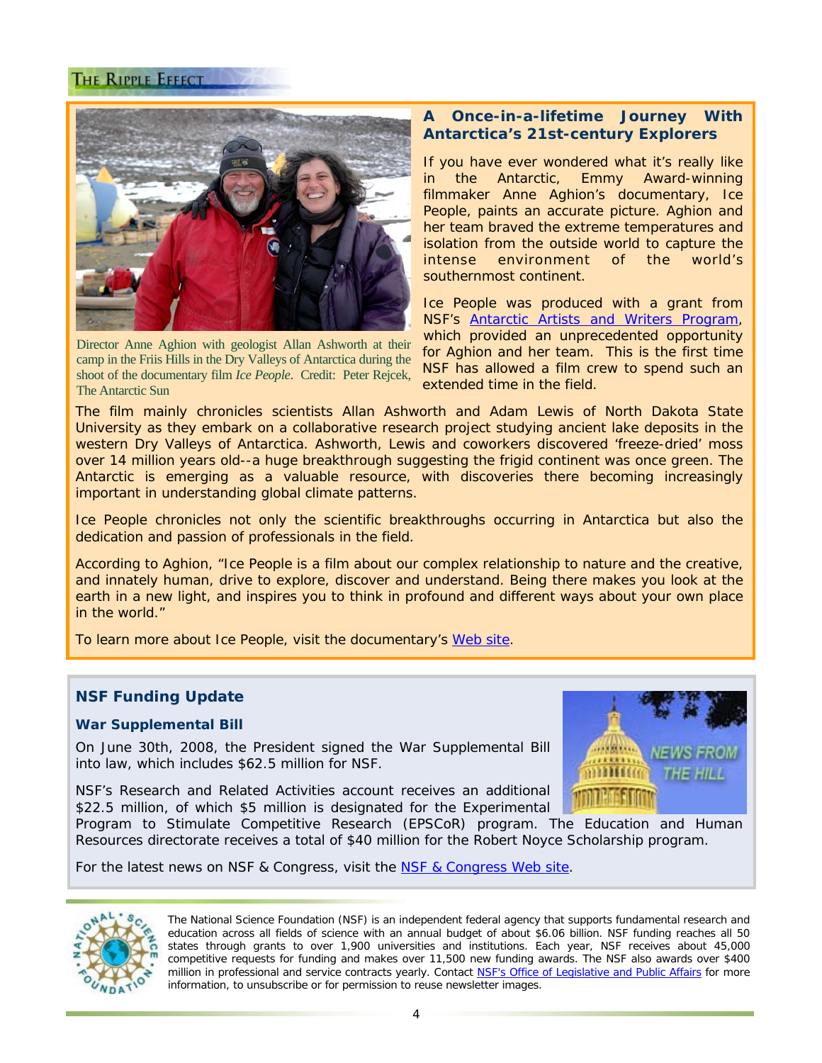## A Once-in-a-lifetime Journey With Antarctica's 21st-century Explorers

Director Anne Aghion with geologist Allan Ashworth at their camp in the Friis Hills in the Dry Valleys of Antarctica during the shoot of the documentary film *Ice People*. Credit: Peter Rejcek, The Antarctic Sun

If you have ever wondered what it's really like in the Antarctic, Emmy Award-winning filmmaker Anne Aghion's documentary, Ice People, paints an accurate picture. Aghion and her team braved the extreme temperatures and isolation from the outside world to capture the intense environment of the world's southernmost continent.

Ice People was produced with a grant from NSF's [Antarctic Artists and Writers Program](), which provided an unprecedented opportunity for Aghion and her team. This is the first time NSF has allowed a film crew to spend such an extended time in the field.

The film mainly chronicles scientists Allan Ashworth and Adam Lewis of North Dakota State University as they embark on a collaborative research project studying ancient lake deposits in the western Dry Valleys of Antarctica. Ashworth, Lewis and coworkers discovered 'freeze-dried' moss over 14 million years old--a huge breakthrough suggesting the frigid continent was once green. The Antarctic is emerging as a valuable resource, with discoveries there becoming increasingly important in understanding global climate patterns.

Ice People chronicles not only the scientific breakthroughs occurring in Antarctica but also the dedication and passion of professionals in the field.

According to Aghion, "Ice People is a film about our complex relationship to nature and the creative, and innately human, drive to explore, discover and understand. Being there makes you look at the earth in a new light, and inspires you to think in profound and different ways about your own place in the world."

To learn more about Ice People, visit the documentary's [Web site]().

## NSF Funding Update

### War Supplemental Bill

On June 30th, 2008, the President signed the War Supplemental Bill into law, which includes $62.5 million for NSF.

NSF's Research and Related Activities account receives an additional $22.5 million, of which $5 million is designated for the Experimental Program to Stimulate Competitive Research (EPSCoR) program. The Education and Human Resources directorate receives a total of $40 million for the Robert Noyce Scholarship program.

For the latest news on NSF & Congress, visit the [NSF & Congress Web site]().

The National Science Foundation (NSF) is an independent federal agency that supports fundamental research and education across all fields of science with an annual budget of about $6.06 billion. NSF funding reaches all 50 states through grants to over 1,900 universities and institutions. Each year, NSF receives about 45,000 competitive requests for funding and makes over 11,500 new funding awards. The NSF also awards over $400 million in professional and service contracts yearly. Contact [NSF's Office of Legislative and Public Affairs]() for more information, to unsubscribe or for permission to reuse newsletter images.